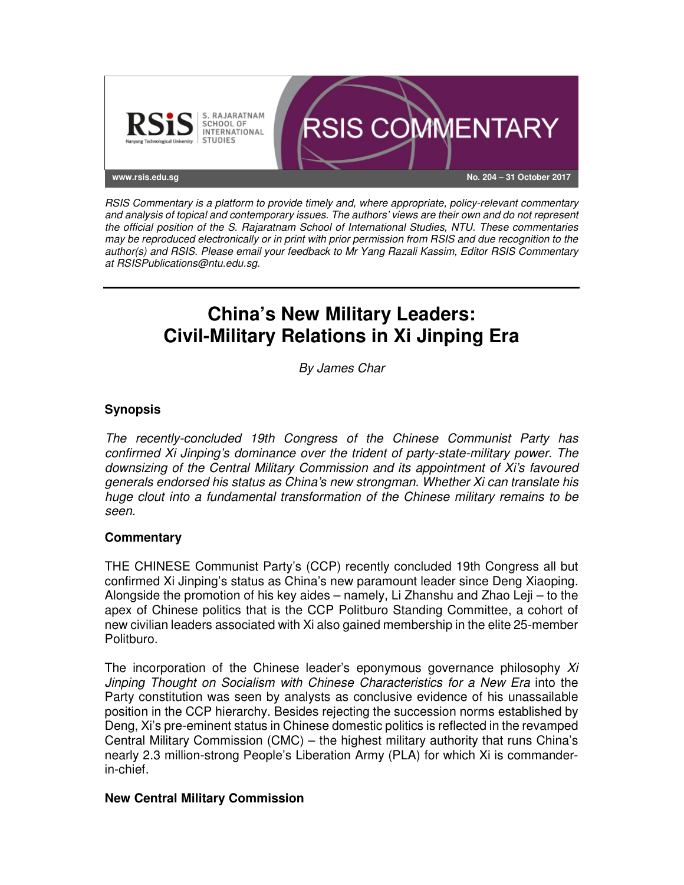RSIS COMMENTARY

www.rsis.edu.sg

No. 204 – 31 October 2017

*RSIS Commentary is a platform to provide timely and, where appropriate, policy-relevant commentary and analysis of topical and contemporary issues. The authors' views are their own and do not represent the official position of the S. Rajaratnam School of International Studies, NTU. These commentaries may be reproduced electronically or in print with prior permission from RSIS and due recognition to the author(s) and RSIS. Please email your feedback to Mr Yang Razali Kassim, Editor RSIS Commentary at RSISPublications@ntu.edu.sg.*

# China's New Military Leaders: Civil-Military Relations in Xi Jinping Era

*By James Char*

## Synopsis

*The recently-concluded 19th Congress of the Chinese Communist Party has confirmed Xi Jinping's dominance over the trident of party-state-military power. The downsizing of the Central Military Commission and its appointment of Xi's favoured generals endorsed his status as China's new strongman. Whether Xi can translate his huge clout into a fundamental transformation of the Chinese military remains to be seen.*

## Commentary

THE CHINESE Communist Party's (CCP) recently concluded 19th Congress all but confirmed Xi Jinping's status as China's new paramount leader since Deng Xiaoping. Alongside the promotion of his key aides – namely, Li Zhanshu and Zhao Leji – to the apex of Chinese politics that is the CCP Politburo Standing Committee, a cohort of new civilian leaders associated with Xi also gained membership in the elite 25-member Politburo.

The incorporation of the Chinese leader's eponymous governance philosophy *Xi Jinping Thought on Socialism with Chinese Characteristics for a New Era* into the Party constitution was seen by analysts as conclusive evidence of his unassailable position in the CCP hierarchy. Besides rejecting the succession norms established by Deng, Xi's pre-eminent status in Chinese domestic politics is reflected in the revamped Central Military Commission (CMC) – the highest military authority that runs China's nearly 2.3 million-strong People's Liberation Army (PLA) for which Xi is commander-in-chief.

### New Central Military Commission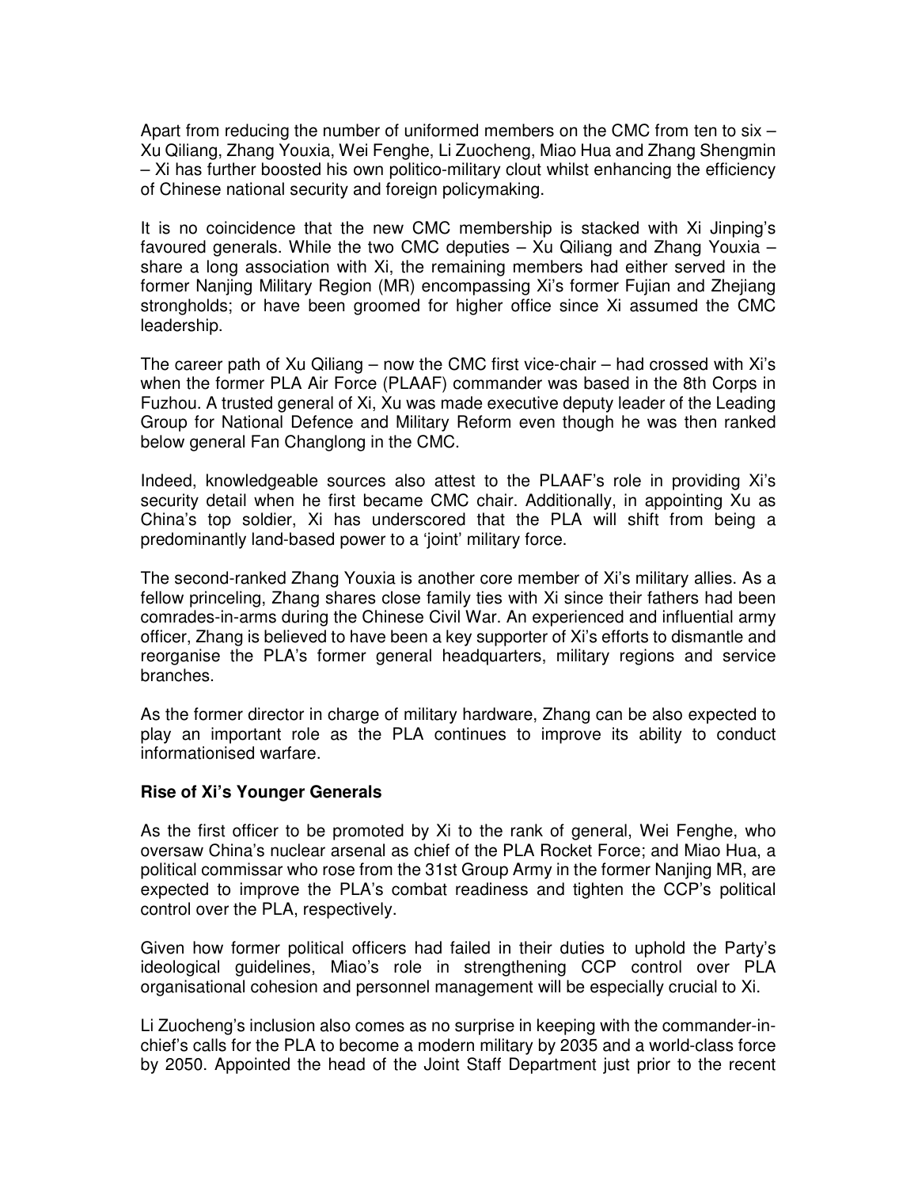Apart from reducing the number of uniformed members on the CMC from ten to six – Xu Qiliang, Zhang Youxia, Wei Fenghe, Li Zuocheng, Miao Hua and Zhang Shengmin – Xi has further boosted his own politico-military clout whilst enhancing the efficiency of Chinese national security and foreign policymaking.

It is no coincidence that the new CMC membership is stacked with Xi Jinping's favoured generals. While the two CMC deputies – Xu Qiliang and Zhang Youxia – share a long association with Xi, the remaining members had either served in the former Nanjing Military Region (MR) encompassing Xi's former Fujian and Zhejiang strongholds; or have been groomed for higher office since Xi assumed the CMC leadership.

The career path of Xu Qiliang – now the CMC first vice-chair – had crossed with Xi's when the former PLA Air Force (PLAAF) commander was based in the 8th Corps in Fuzhou. A trusted general of Xi, Xu was made executive deputy leader of the Leading Group for National Defence and Military Reform even though he was then ranked below general Fan Changlong in the CMC.

Indeed, knowledgeable sources also attest to the PLAAF's role in providing Xi's security detail when he first became CMC chair. Additionally, in appointing Xu as China's top soldier, Xi has underscored that the PLA will shift from being a predominantly land-based power to a 'joint' military force.

The second-ranked Zhang Youxia is another core member of Xi's military allies. As a fellow princeling, Zhang shares close family ties with Xi since their fathers had been comrades-in-arms during the Chinese Civil War. An experienced and influential army officer, Zhang is believed to have been a key supporter of Xi's efforts to dismantle and reorganise the PLA's former general headquarters, military regions and service branches.

As the former director in charge of military hardware, Zhang can be also expected to play an important role as the PLA continues to improve its ability to conduct informationised warfare.

**Rise of Xi's Younger Generals**

As the first officer to be promoted by Xi to the rank of general, Wei Fenghe, who oversaw China's nuclear arsenal as chief of the PLA Rocket Force; and Miao Hua, a political commissar who rose from the 31st Group Army in the former Nanjing MR, are expected to improve the PLA's combat readiness and tighten the CCP's political control over the PLA, respectively.

Given how former political officers had failed in their duties to uphold the Party's ideological guidelines, Miao's role in strengthening CCP control over PLA organisational cohesion and personnel management will be especially crucial to Xi.

Li Zuocheng's inclusion also comes as no surprise in keeping with the commander-in-chief's calls for the PLA to become a modern military by 2035 and a world-class force by 2050. Appointed the head of the Joint Staff Department just prior to the recent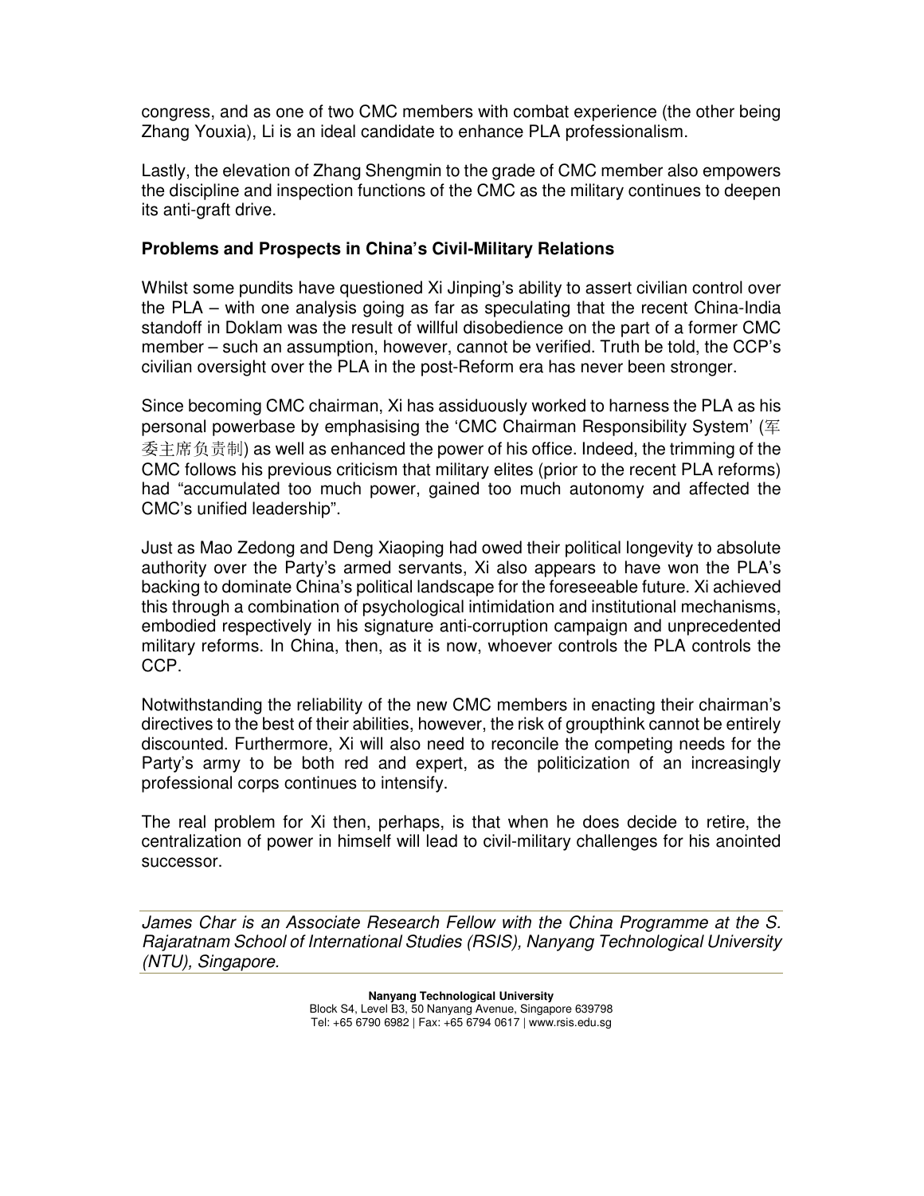congress, and as one of two CMC members with combat experience (the other being Zhang Youxia), Li is an ideal candidate to enhance PLA professionalism.

Lastly, the elevation of Zhang Shengmin to the grade of CMC member also empowers the discipline and inspection functions of the CMC as the military continues to deepen its anti-graft drive.

**Problems and Prospects in China's Civil-Military Relations**

Whilst some pundits have questioned Xi Jinping's ability to assert civilian control over the PLA – with one analysis going as far as speculating that the recent China-India standoff in Doklam was the result of willful disobedience on the part of a former CMC member – such an assumption, however, cannot be verified. Truth be told, the CCP's civilian oversight over the PLA in the post-Reform era has never been stronger.

Since becoming CMC chairman, Xi has assiduously worked to harness the PLA as his personal powerbase by emphasising the 'CMC Chairman Responsibility System' (军委主席负责制) as well as enhanced the power of his office. Indeed, the trimming of the CMC follows his previous criticism that military elites (prior to the recent PLA reforms) had "accumulated too much power, gained too much autonomy and affected the CMC's unified leadership".

Just as Mao Zedong and Deng Xiaoping had owed their political longevity to absolute authority over the Party's armed servants, Xi also appears to have won the PLA's backing to dominate China's political landscape for the foreseeable future. Xi achieved this through a combination of psychological intimidation and institutional mechanisms, embodied respectively in his signature anti-corruption campaign and unprecedented military reforms. In China, then, as it is now, whoever controls the PLA controls the CCP.

Notwithstanding the reliability of the new CMC members in enacting their chairman's directives to the best of their abilities, however, the risk of groupthink cannot be entirely discounted. Furthermore, Xi will also need to reconcile the competing needs for the Party's army to be both red and expert, as the politicization of an increasingly professional corps continues to intensify.

The real problem for Xi then, perhaps, is that when he does decide to retire, the centralization of power in himself will lead to civil-military challenges for his anointed successor.

*James Char is an Associate Research Fellow with the China Programme at the S. Rajaratnam School of International Studies (RSIS), Nanyang Technological University (NTU), Singapore.*

**Nanyang Technological University**
Block S4, Level B3, 50 Nanyang Avenue, Singapore 639798
Tel: +65 6790 6982 | Fax: +65 6794 0617 | www.rsis.edu.sg